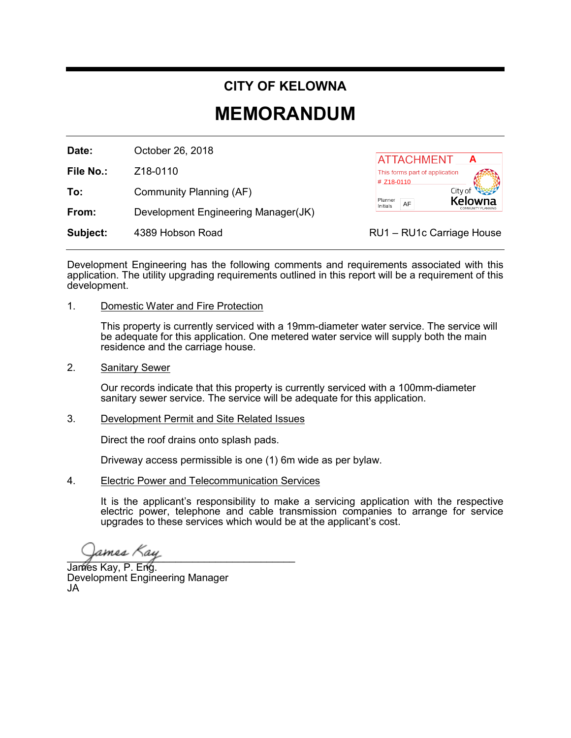# CITY OF KELOWNA

# MEMORANDUM

| | |
|---|---|
| **Date:** | October 26, 2018 |
| **File No.:** | Z18-0110 |
| **To:** | Community Planning (AF) |
| **From:** | Development Engineering Manager(JK) |
| **Subject:** | 4389 Hobson Road — RU1 – RU1c Carriage House |

ATTACHMENT A
This forms part of application
# Z18-0110
Planner Initials AF
City of Kelowna
COMMUNITY PLANNING

Development Engineering has the following comments and requirements associated with this application. The utility upgrading requirements outlined in this report will be a requirement of this development.

1. Domestic Water and Fire Protection

   This property is currently serviced with a 19mm-diameter water service. The service will be adequate for this application. One metered water service will supply both the main residence and the carriage house.

2. Sanitary Sewer

   Our records indicate that this property is currently serviced with a 100mm-diameter sanitary sewer service. The service will be adequate for this application.

3. Development Permit and Site Related Issues

   Direct the roof drains onto splash pads.

   Driveway access permissible is one (1) 6m wide as per bylaw.

4. Electric Power and Telecommunication Services

   It is the applicant's responsibility to make a servicing application with the respective electric power, telephone and cable transmission companies to arrange for service upgrades to these services which would be at the applicant's cost.

James Kay, P. Eng.
Development Engineering Manager
JA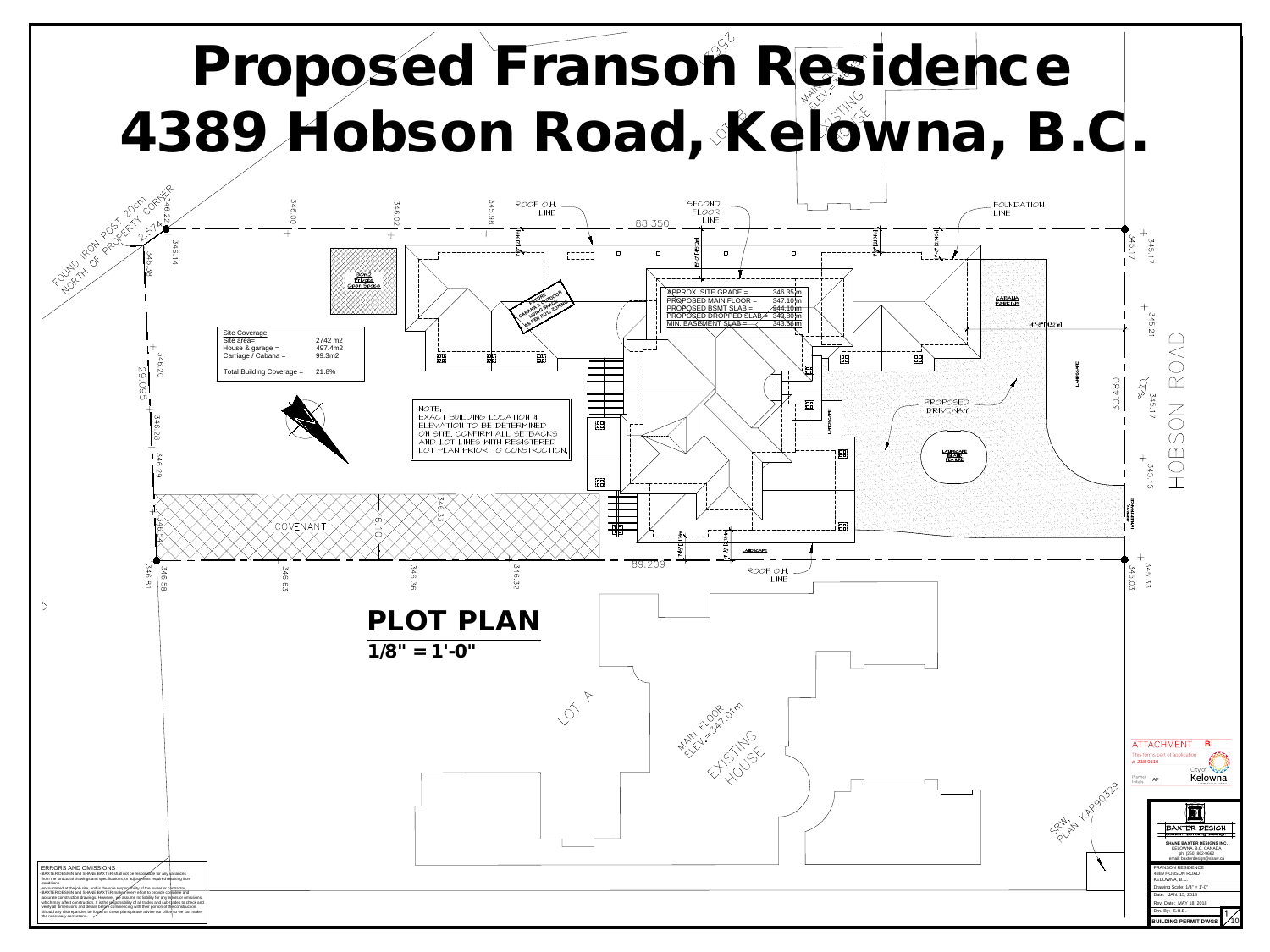# Proposed Franson Residence
# 4389 Hobson Road, Kelowna, B.C.

## PLOT PLAN

**1/8" = 1'-0"**

| | |
|---|---|
| APPROX. SITE GRADE = | 346.35m |
| PROPOSED MAIN FLOOR = | 347.10m |
| PROPOSED BSMT SLAB = | 344.10m |
| PROPOSED DROPPED SLAB = | 343.80m |
| MIN. BASEMENT SLAB = | 343.66m |

| Site Coverage | |
|---|---|
| Site area= | 2742 m2 |
| House & garage = | 497.4m2 |
| Carriage / Cabana = | 99.3m2 |
| Total Building Coverage = | 21.8% |

NOTE:
EXACT BUILDING LOCATION & ELEVATION TO BE DETERMINED ON SITE. CONFIRM ALL SETBACKS AND LOT LINES WITH REGISTERED LOT PLAN PRIOR TO CONSTRUCTION.

FOUND IRON POST 20cm NORTH OF PROPERTY CORNER

2.574

88.350

89.209

29.095

30.480

6.10

ROOF O.H. LINE

SECOND FLOOR LINE

FOUNDATION LINE

30m2 Private Open Space

FUTURE CABANA & OUTDOOR LIVING AREA AS PER 80% ZONING

CABANA PARKING

PROPOSED DRIVEWAY

LANDSCAPE

COVENANT

HOBSON ROAD

LOT B

MAIN FLOOR ELEV.=

EXISTING HOUSE

LOT A

MAIN FLOOR ELEV.=347.01m

EXISTING HOUSE

SRW PLAN KAP90329

346.00, 346.02, 345.98, 346.22, 346.14, 346.38, 346.20, 346.28, 346.29, 346.54, 346.81, 346.58, 346.53, 346.36, 346.32, 346.33, 345.17, 345.17, 345.21, 345.17, 345.15, 345.33, 345.03

ATTACHMENT B

This forms part of application # Z18-0110

Planner Initials AF

City of Kelowna

ERRORS AND OMISSIONS
BAXTER DESIGN and SHANE BAXTER shall not be responsible for any variances from the structural drawings and specifications, or adjustments required resulting from conditions encountered at the job site, and is the sole responsibility of the owner or contractor. BAXTER DESIGN and SHANE BAXTER makes every effort to provide complete and accurate construction drawings. However, we assume no liability for any errors or omissions which may affect construction. It is the responsibility of all trades and subtrades to check and verify all dimensions and details before commencing with their portion of the construction. Should any discrepancies be found on these plans please advise our office so we can make the necessary corrections.

BAXTER DESIGN

SHANE BAXTER DESIGNS INC.
KELOWNA, B.C. CANADA
ph: (250) 862-9662
email: baxterdesign@shaw.ca

FRANSON RESIDENCE
4389 HOBSON ROAD
KELOWNA, B.C.

Drawing Scale: 1/4" = 1'-0"

Date: JAN. 15, 2018

Rev. Date: MAY 18, 2018

Drn. By: S.H.B.

BUILDING PERMIT DWGS 1/10